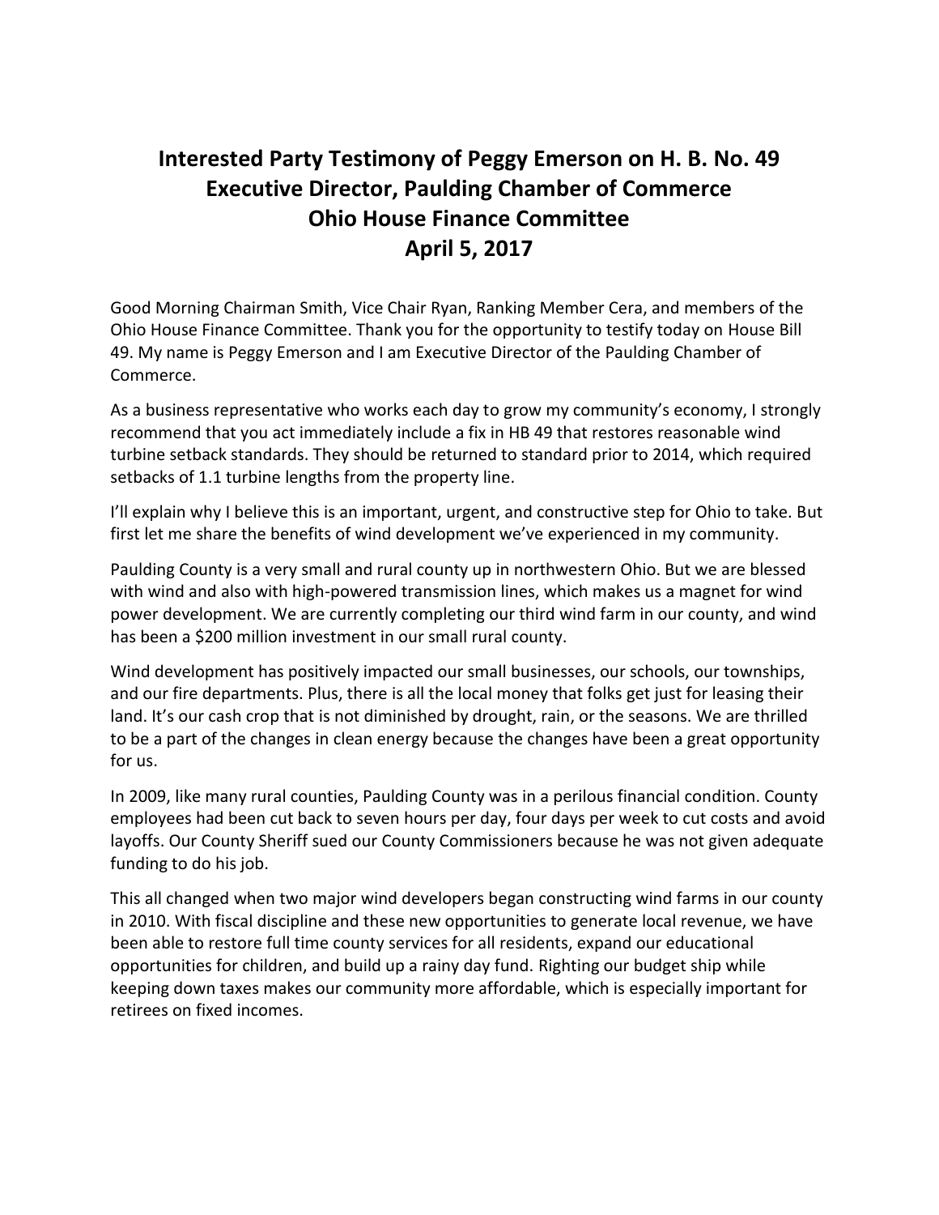# Interested Party Testimony of Peggy Emerson on H. B. No. 49
# Executive Director, Paulding Chamber of Commerce
# Ohio House Finance Committee
# April 5, 2017

Good Morning Chairman Smith, Vice Chair Ryan, Ranking Member Cera, and members of the Ohio House Finance Committee. Thank you for the opportunity to testify today on House Bill 49. My name is Peggy Emerson and I am Executive Director of the Paulding Chamber of Commerce.

As a business representative who works each day to grow my community's economy, I strongly recommend that you act immediately include a fix in HB 49 that restores reasonable wind turbine setback standards. They should be returned to standard prior to 2014, which required setbacks of 1.1 turbine lengths from the property line.

I'll explain why I believe this is an important, urgent, and constructive step for Ohio to take. But first let me share the benefits of wind development we've experienced in my community.

Paulding County is a very small and rural county up in northwestern Ohio. But we are blessed with wind and also with high-powered transmission lines, which makes us a magnet for wind power development. We are currently completing our third wind farm in our county, and wind has been a $200 million investment in our small rural county.

Wind development has positively impacted our small businesses, our schools, our townships, and our fire departments. Plus, there is all the local money that folks get just for leasing their land. It's our cash crop that is not diminished by drought, rain, or the seasons. We are thrilled to be a part of the changes in clean energy because the changes have been a great opportunity for us.

In 2009, like many rural counties, Paulding County was in a perilous financial condition. County employees had been cut back to seven hours per day, four days per week to cut costs and avoid layoffs. Our County Sheriff sued our County Commissioners because he was not given adequate funding to do his job.

This all changed when two major wind developers began constructing wind farms in our county in 2010. With fiscal discipline and these new opportunities to generate local revenue, we have been able to restore full time county services for all residents, expand our educational opportunities for children, and build up a rainy day fund. Righting our budget ship while keeping down taxes makes our community more affordable, which is especially important for retirees on fixed incomes.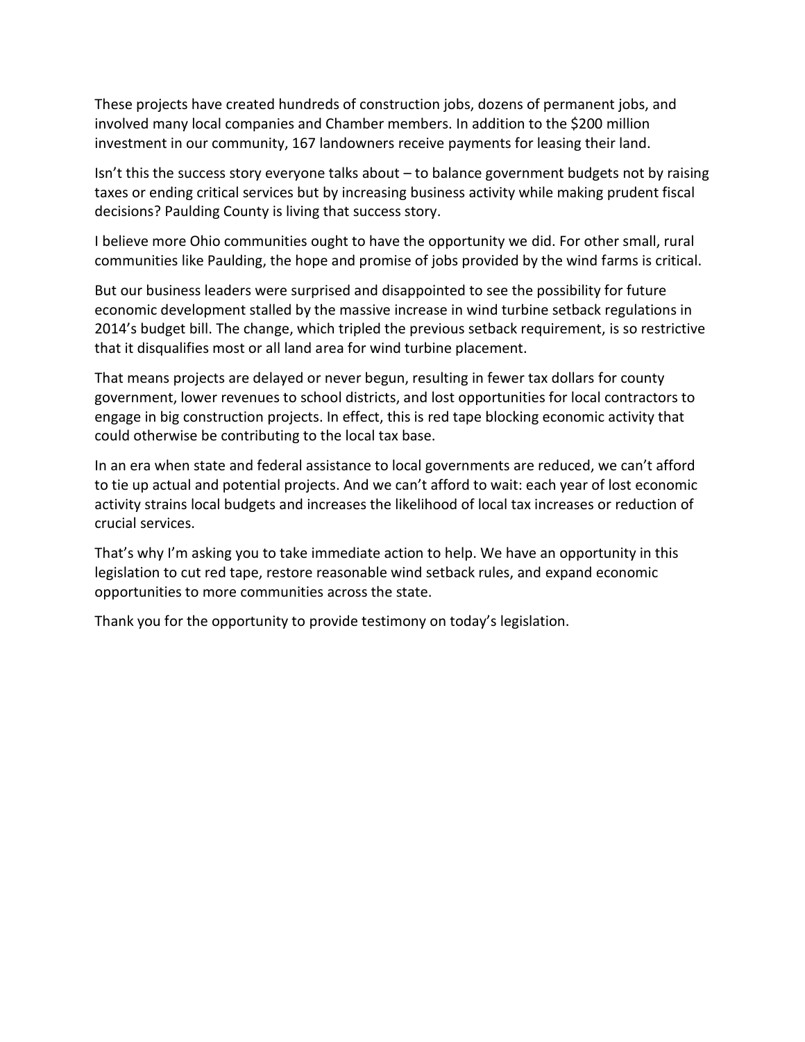These projects have created hundreds of construction jobs, dozens of permanent jobs, and involved many local companies and Chamber members. In addition to the $200 million investment in our community, 167 landowners receive payments for leasing their land.

Isn't this the success story everyone talks about – to balance government budgets not by raising taxes or ending critical services but by increasing business activity while making prudent fiscal decisions? Paulding County is living that success story.

I believe more Ohio communities ought to have the opportunity we did. For other small, rural communities like Paulding, the hope and promise of jobs provided by the wind farms is critical.

But our business leaders were surprised and disappointed to see the possibility for future economic development stalled by the massive increase in wind turbine setback regulations in 2014's budget bill. The change, which tripled the previous setback requirement, is so restrictive that it disqualifies most or all land area for wind turbine placement.

That means projects are delayed or never begun, resulting in fewer tax dollars for county government, lower revenues to school districts, and lost opportunities for local contractors to engage in big construction projects. In effect, this is red tape blocking economic activity that could otherwise be contributing to the local tax base.

In an era when state and federal assistance to local governments are reduced, we can't afford to tie up actual and potential projects. And we can't afford to wait: each year of lost economic activity strains local budgets and increases the likelihood of local tax increases or reduction of crucial services.

That's why I'm asking you to take immediate action to help. We have an opportunity in this legislation to cut red tape, restore reasonable wind setback rules, and expand economic opportunities to more communities across the state.

Thank you for the opportunity to provide testimony on today's legislation.